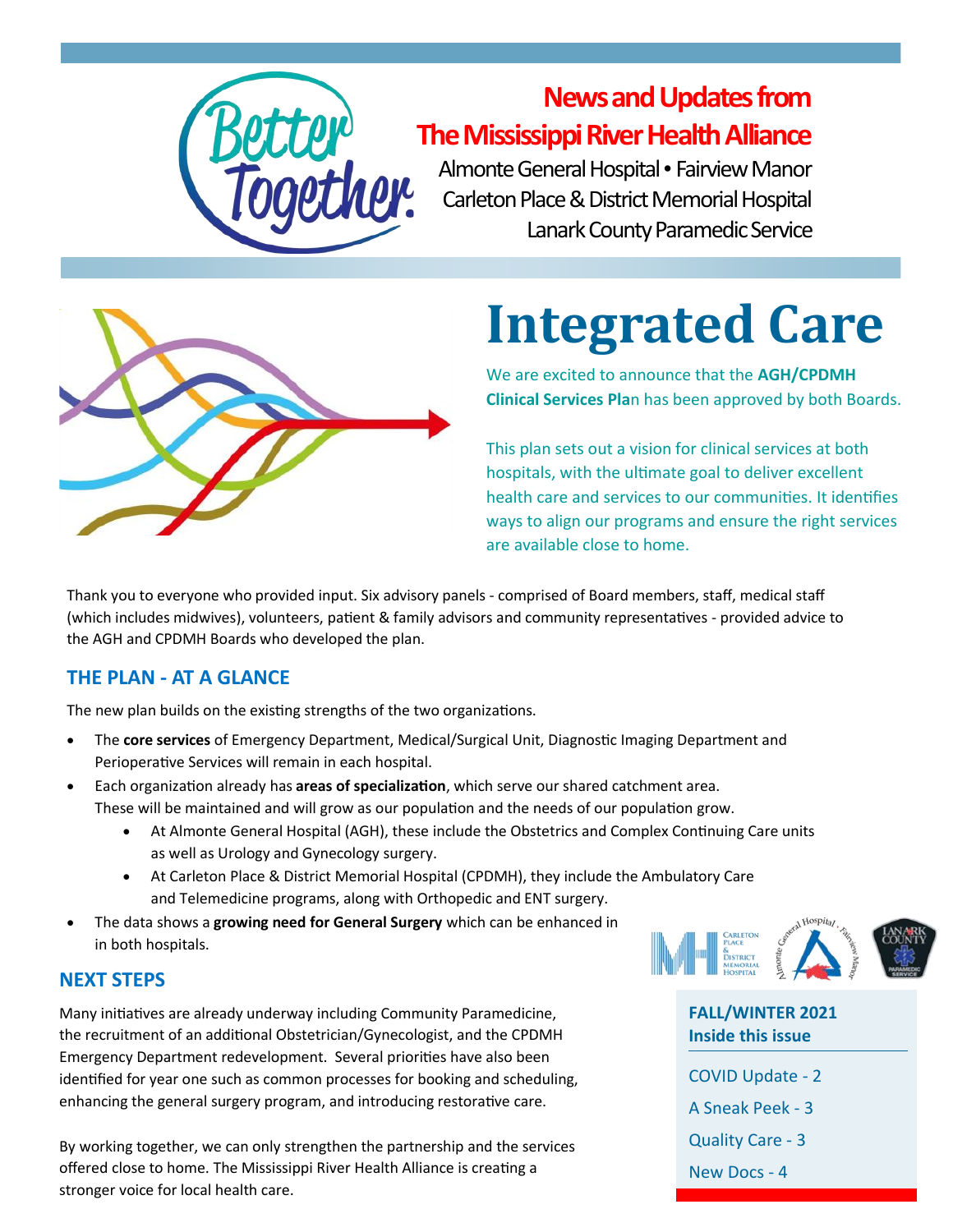**News and Updates from The Mississippi River Health Alliance**

Almonte General Hospital • Fairview Manor
Carleton Place & District Memorial Hospital
Lanark County Paramedic Service

# Integrated Care

We are excited to announce that the **AGH/CPDMH Clinical Services Pla**n has been approved by both Boards.

This plan sets out a vision for clinical services at both hospitals, with the ultimate goal to deliver excellent health care and services to our communities. It identifies ways to align our programs and ensure the right services are available close to home.

Thank you to everyone who provided input. Six advisory panels - comprised of Board members, staff, medical staff (which includes midwives), volunteers, patient & family advisors and community representatives - provided advice to the AGH and CPDMH Boards who developed the plan.

## THE PLAN - AT A GLANCE

The new plan builds on the existing strengths of the two organizations.

- The **core services** of Emergency Department, Medical/Surgical Unit, Diagnostic Imaging Department and Perioperative Services will remain in each hospital.
- Each organization already has **areas of specialization**, which serve our shared catchment area. These will be maintained and will grow as our population and the needs of our population grow.
  - At Almonte General Hospital (AGH), these include the Obstetrics and Complex Continuing Care units as well as Urology and Gynecology surgery.
  - At Carleton Place & District Memorial Hospital (CPDMH), they include the Ambulatory Care and Telemedicine programs, along with Orthopedic and ENT surgery.
- The data shows a **growing need for General Surgery** which can be enhanced in in both hospitals.

## NEXT STEPS

Many initiatives are already underway including Community Paramedicine, the recruitment of an additional Obstetrician/Gynecologist, and the CPDMH Emergency Department redevelopment. Several priorities have also been identified for year one such as common processes for booking and scheduling, enhancing the general surgery program, and introducing restorative care.

By working together, we can only strengthen the partnership and the services offered close to home. The Mississippi River Health Alliance is creating a stronger voice for local health care.

**FALL/WINTER 2021**
**Inside this issue**

COVID Update - 2

A Sneak Peek - 3

Quality Care - 3

New Docs - 4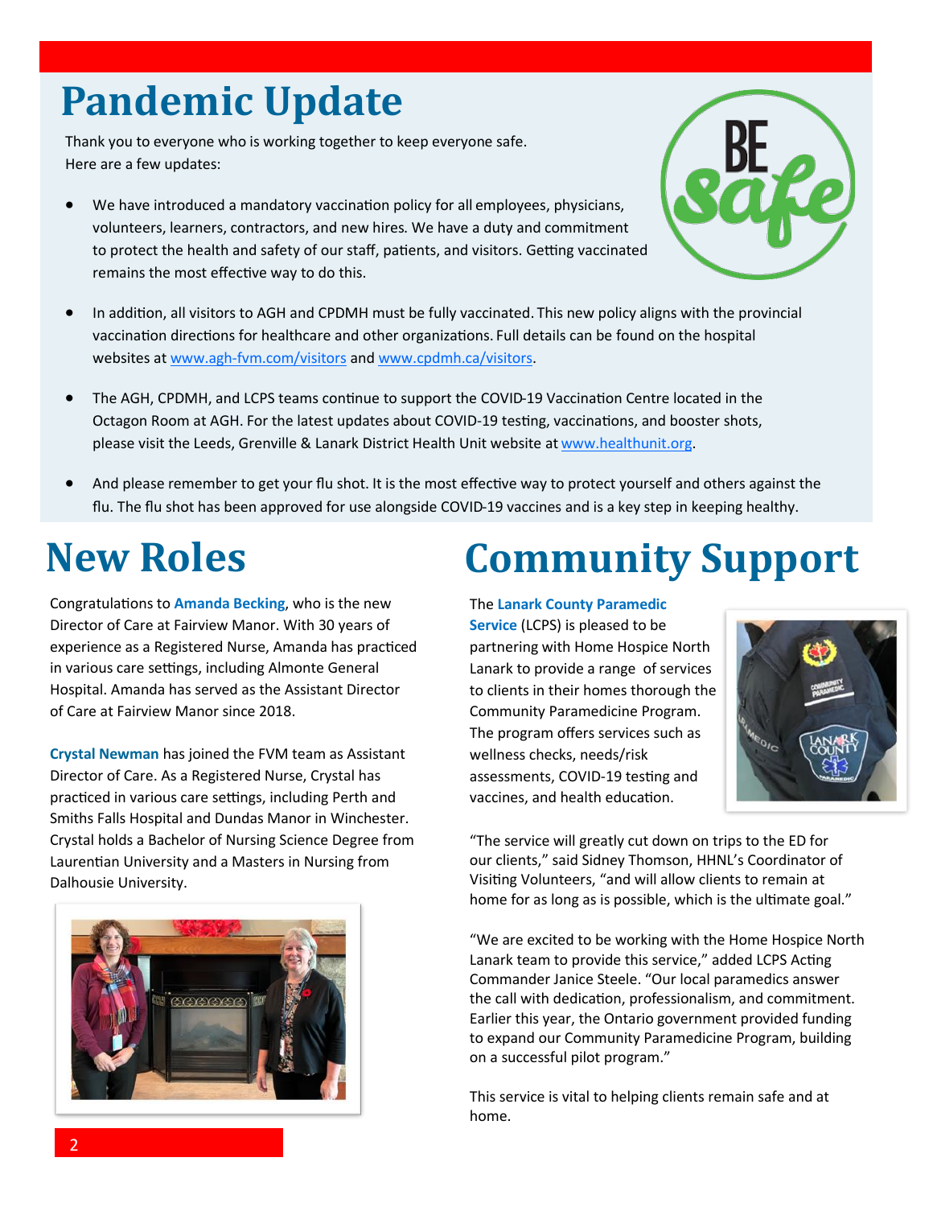# Pandemic Update

Thank you to everyone who is working together to keep everyone safe. Here are a few updates:

- We have introduced a mandatory vaccination policy for all employees, physicians, volunteers, learners, contractors, and new hires. We have a duty and commitment to protect the health and safety of our staff, patients, and visitors. Getting vaccinated remains the most effective way to do this.
- In addition, all visitors to AGH and CPDMH must be fully vaccinated. This new policy aligns with the provincial vaccination directions for healthcare and other organizations. Full details can be found on the hospital websites at www.agh-fvm.com/visitors and www.cpdmh.ca/visitors.
- The AGH, CPDMH, and LCPS teams continue to support the COVID-19 Vaccination Centre located in the Octagon Room at AGH. For the latest updates about COVID-19 testing, vaccinations, and booster shots, please visit the Leeds, Grenville & Lanark District Health Unit website at www.healthunit.org.
- And please remember to get your flu shot. It is the most effective way to protect yourself and others against the flu. The flu shot has been approved for use alongside COVID-19 vaccines and is a key step in keeping healthy.

# New Roles

Congratulations to **Amanda Becking**, who is the new Director of Care at Fairview Manor. With 30 years of experience as a Registered Nurse, Amanda has practiced in various care settings, including Almonte General Hospital. Amanda has served as the Assistant Director of Care at Fairview Manor since 2018.

**Crystal Newman** has joined the FVM team as Assistant Director of Care. As a Registered Nurse, Crystal has practiced in various care settings, including Perth and Smiths Falls Hospital and Dundas Manor in Winchester. Crystal holds a Bachelor of Nursing Science Degree from Laurentian University and a Masters in Nursing from Dalhousie University.

# Community Support

The **Lanark County Paramedic Service** (LCPS) is pleased to be partnering with Home Hospice North Lanark to provide a range of services to clients in their homes thorough the Community Paramedicine Program. The program offers services such as wellness checks, needs/risk assessments, COVID-19 testing and vaccines, and health education.

"The service will greatly cut down on trips to the ED for our clients," said Sidney Thomson, HHNL's Coordinator of Visiting Volunteers, "and will allow clients to remain at home for as long as is possible, which is the ultimate goal."

"We are excited to be working with the Home Hospice North Lanark team to provide this service," added LCPS Acting Commander Janice Steele. "Our local paramedics answer the call with dedication, professionalism, and commitment. Earlier this year, the Ontario government provided funding to expand our Community Paramedicine Program, building on a successful pilot program."

This service is vital to helping clients remain safe and at home.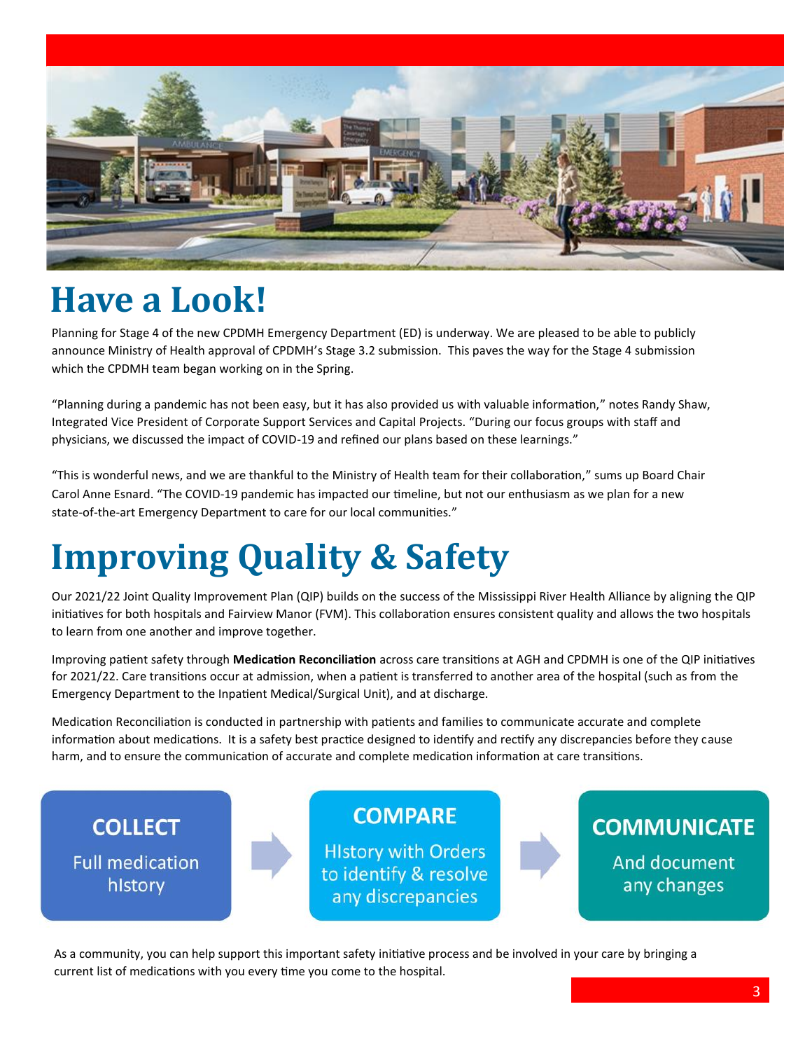# Have a Look!

Planning for Stage 4 of the new CPDMH Emergency Department (ED) is underway. We are pleased to be able to publicly announce Ministry of Health approval of CPDMH's Stage 3.2 submission. This paves the way for the Stage 4 submission which the CPDMH team began working on in the Spring.

"Planning during a pandemic has not been easy, but it has also provided us with valuable information," notes Randy Shaw, Integrated Vice President of Corporate Support Services and Capital Projects. "During our focus groups with staff and physicians, we discussed the impact of COVID-19 and refined our plans based on these learnings."

"This is wonderful news, and we are thankful to the Ministry of Health team for their collaboration," sums up Board Chair Carol Anne Esnard. "The COVID-19 pandemic has impacted our timeline, but not our enthusiasm as we plan for a new state-of-the-art Emergency Department to care for our local communities."

# Improving Quality & Safety

Our 2021/22 Joint Quality Improvement Plan (QIP) builds on the success of the Mississippi River Health Alliance by aligning the QIP initiatives for both hospitals and Fairview Manor (FVM). This collaboration ensures consistent quality and allows the two hospitals to learn from one another and improve together.

Improving patient safety through **Medication Reconciliation** across care transitions at AGH and CPDMH is one of the QIP initiatives for 2021/22. Care transitions occur at admission, when a patient is transferred to another area of the hospital (such as from the Emergency Department to the Inpatient Medical/Surgical Unit), and at discharge.

Medication Reconciliation is conducted in partnership with patients and families to communicate accurate and complete information about medications. It is a safety best practice designed to identify and rectify any discrepancies before they cause harm, and to ensure the communication of accurate and complete medication information at care transitions.

**COLLECT**
Full medication hIstory

→

**COMPARE**
HIstory with Orders to identify & resolve any discrepancies

→

**COMMUNICATE**
And document any changes

As a community, you can help support this important safety initiative process and be involved in your care by bringing a current list of medications with you every time you come to the hospital.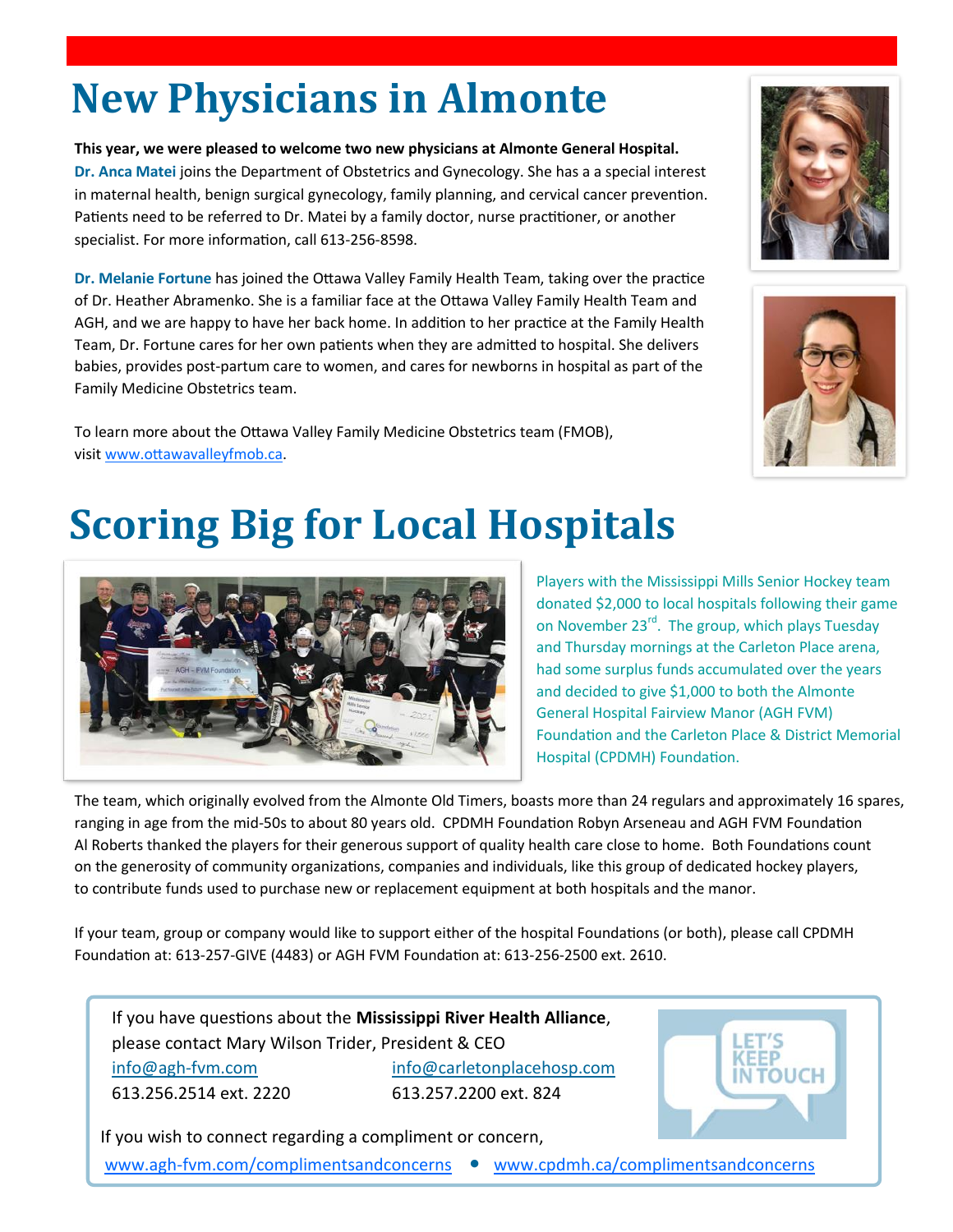# New Physicians in Almonte

**This year, we were pleased to welcome two new physicians at Almonte General Hospital.**

**Dr. Anca Matei** joins the Department of Obstetrics and Gynecology. She has a a special interest in maternal health, benign surgical gynecology, family planning, and cervical cancer prevention. Patients need to be referred to Dr. Matei by a family doctor, nurse practitioner, or another specialist. For more information, call 613-256-8598.

**Dr. Melanie Fortune** has joined the Ottawa Valley Family Health Team, taking over the practice of Dr. Heather Abramenko. She is a familiar face at the Ottawa Valley Family Health Team and AGH, and we are happy to have her back home. In addition to her practice at the Family Health Team, Dr. Fortune cares for her own patients when they are admitted to hospital. She delivers babies, provides post-partum care to women, and cares for newborns in hospital as part of the Family Medicine Obstetrics team.

To learn more about the Ottawa Valley Family Medicine Obstetrics team (FMOB), visit www.ottawavalleyfmob.ca.

# Scoring Big for Local Hospitals

Players with the Mississippi Mills Senior Hockey team donated $2,000 to local hospitals following their game on November 23rd. The group, which plays Tuesday and Thursday mornings at the Carleton Place arena, had some surplus funds accumulated over the years and decided to give $1,000 to both the Almonte General Hospital Fairview Manor (AGH FVM) Foundation and the Carleton Place & District Memorial Hospital (CPDMH) Foundation.

The team, which originally evolved from the Almonte Old Timers, boasts more than 24 regulars and approximately 16 spares, ranging in age from the mid-50s to about 80 years old. CPDMH Foundation Robyn Arseneau and AGH FVM Foundation Al Roberts thanked the players for their generous support of quality health care close to home. Both Foundations count on the generosity of community organizations, companies and individuals, like this group of dedicated hockey players, to contribute funds used to purchase new or replacement equipment at both hospitals and the manor.

If your team, group or company would like to support either of the hospital Foundations (or both), please call CPDMH Foundation at: 613-257-GIVE (4483) or AGH FVM Foundation at: 613-256-2500 ext. 2610.

If you have questions about the **Mississippi River Health Alliance**, please contact Mary Wilson Trider, President & CEO

info@agh-fvm.com — 613.256.2514 ext. 2220

info@carletonplacehosp.com — 613.257.2200 ext. 824

LET'S KEEP IN TOUCH

If you wish to connect regarding a compliment or concern,

www.agh-fvm.com/complimentsandconcerns • www.cpdmh.ca/complimentsandconcerns